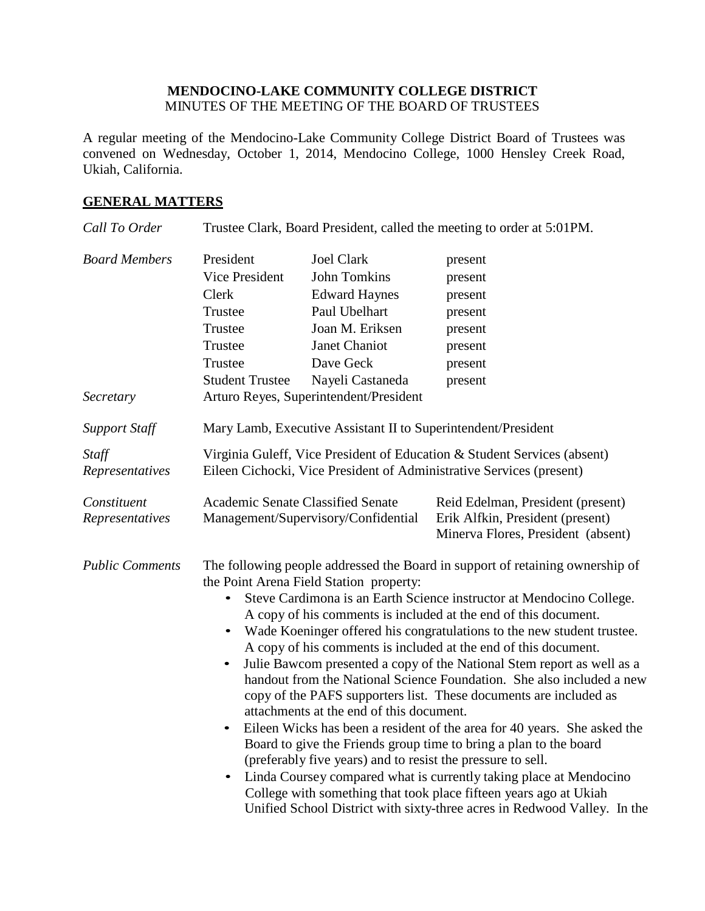**MENDOCINO-LAKE COMMUNITY COLLEGE DISTRICT**
MINUTES OF THE MEETING OF THE BOARD OF TRUSTEES

A regular meeting of the Mendocino-Lake Community College District Board of Trustees was convened on Wednesday, October 1, 2014, Mendocino College, 1000 Hensley Creek Road, Ukiah, California.

## GENERAL MATTERS

*Call To Order* — Trustee Clark, Board President, called the meeting to order at 5:01PM.

*Board Members*

| | | |
|---|---|---|
| President | Joel Clark | present |
| Vice President | John Tomkins | present |
| Clerk | Edward Haynes | present |
| Trustee | Paul Ubelhart | present |
| Trustee | Joan M. Eriksen | present |
| Trustee | Janet Chaniot | present |
| Trustee | Dave Geck | present |
| Student Trustee | Nayeli Castaneda | present |

*Secretary* — Arturo Reyes, Superintendent/President

*Support Staff* — Mary Lamb, Executive Assistant II to Superintendent/President

*Staff Representatives* — Virginia Guleff, Vice President of Education & Student Services (absent)
Eileen Cichocki, Vice President of Administrative Services (present)

*Constituent Representatives*

| | |
|---|---|
| Academic Senate | Reid Edelman, President (present) |
| Classified Senate | Erik Alfkin, President (present) |
| Management/Supervisory/Confidential | Minerva Flores, President (absent) |

*Public Comments* — The following people addressed the Board in support of retaining ownership of the Point Arena Field Station property:

- Steve Cardimona is an Earth Science instructor at Mendocino College. A copy of his comments is included at the end of this document.
- Wade Koeninger offered his congratulations to the new student trustee. A copy of his comments is included at the end of this document.
- Julie Bawcom presented a copy of the National Stem report as well as a handout from the National Science Foundation. She also included a new copy of the PAFS supporters list. These documents are included as attachments at the end of this document.
- Eileen Wicks has been a resident of the area for 40 years. She asked the Board to give the Friends group time to bring a plan to the board (preferably five years) and to resist the pressure to sell.
- Linda Coursey compared what is currently taking place at Mendocino College with something that took place fifteen years ago at Ukiah Unified School District with sixty-three acres in Redwood Valley. In the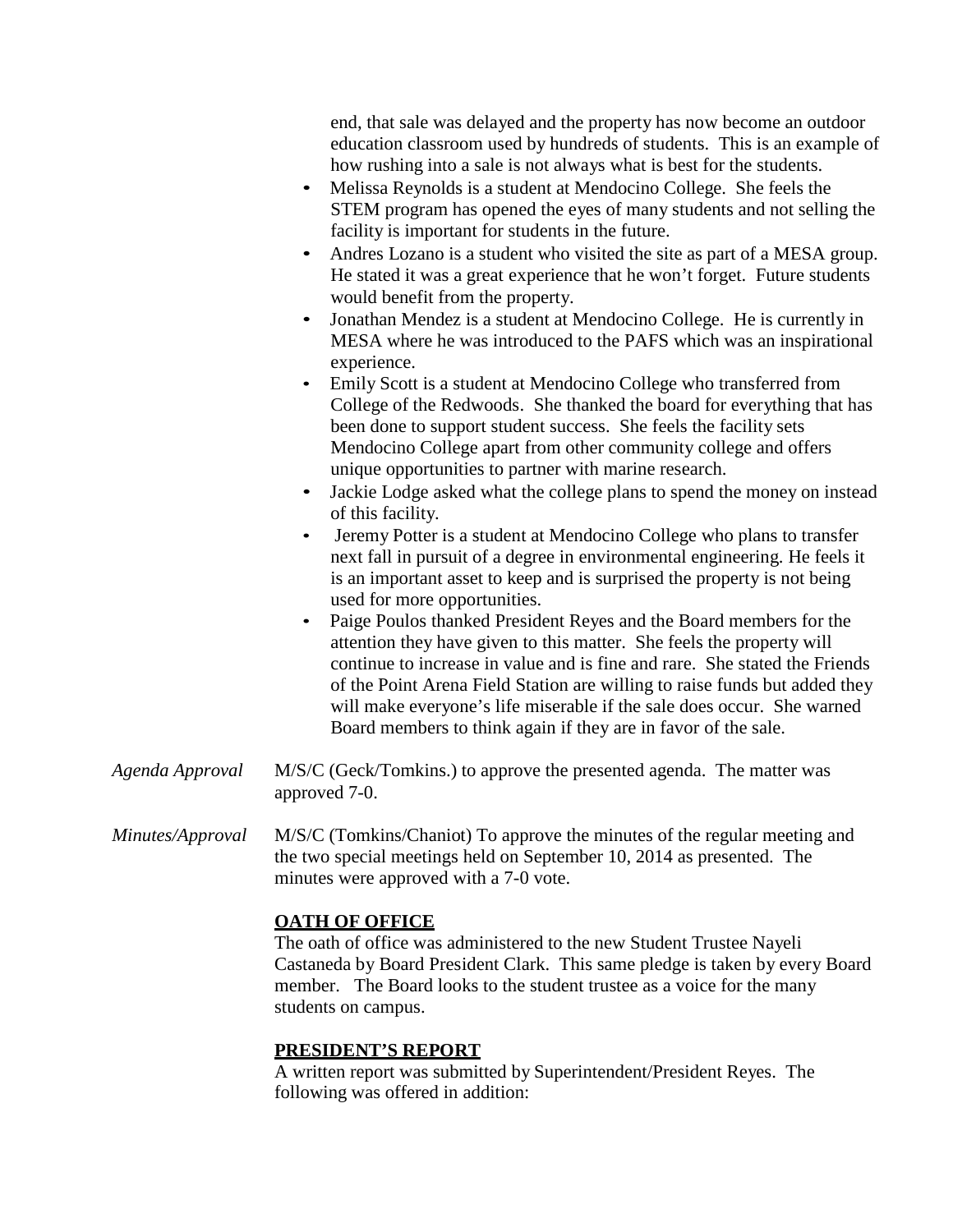end, that sale was delayed and the property has now become an outdoor education classroom used by hundreds of students. This is an example of how rushing into a sale is not always what is best for the students.

- Melissa Reynolds is a student at Mendocino College. She feels the STEM program has opened the eyes of many students and not selling the facility is important for students in the future.
- Andres Lozano is a student who visited the site as part of a MESA group. He stated it was a great experience that he won't forget. Future students would benefit from the property.
- Jonathan Mendez is a student at Mendocino College. He is currently in MESA where he was introduced to the PAFS which was an inspirational experience.
- Emily Scott is a student at Mendocino College who transferred from College of the Redwoods. She thanked the board for everything that has been done to support student success. She feels the facility sets Mendocino College apart from other community college and offers unique opportunities to partner with marine research.
- Jackie Lodge asked what the college plans to spend the money on instead of this facility.
- Jeremy Potter is a student at Mendocino College who plans to transfer next fall in pursuit of a degree in environmental engineering. He feels it is an important asset to keep and is surprised the property is not being used for more opportunities.
- Paige Poulos thanked President Reyes and the Board members for the attention they have given to this matter. She feels the property will continue to increase in value and is fine and rare. She stated the Friends of the Point Arena Field Station are willing to raise funds but added they will make everyone's life miserable if the sale does occur. She warned Board members to think again if they are in favor of the sale.

*Agenda Approval* M/S/C (Geck/Tomkins.) to approve the presented agenda. The matter was approved 7-0.

*Minutes/Approval* M/S/C (Tomkins/Chaniot) To approve the minutes of the regular meeting and the two special meetings held on September 10, 2014 as presented. The minutes were approved with a 7-0 vote.

**OATH OF OFFICE**

The oath of office was administered to the new Student Trustee Nayeli Castaneda by Board President Clark. This same pledge is taken by every Board member. The Board looks to the student trustee as a voice for the many students on campus.

**PRESIDENT'S REPORT**

A written report was submitted by Superintendent/President Reyes. The following was offered in addition: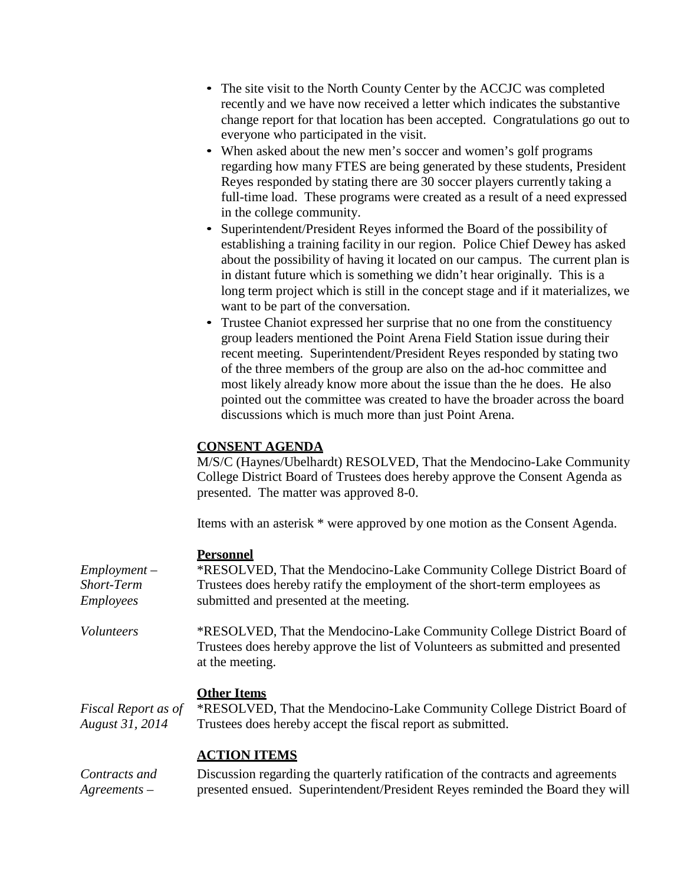- The site visit to the North County Center by the ACCJC was completed recently and we have now received a letter which indicates the substantive change report for that location has been accepted. Congratulations go out to everyone who participated in the visit.
- When asked about the new men's soccer and women's golf programs regarding how many FTES are being generated by these students, President Reyes responded by stating there are 30 soccer players currently taking a full-time load. These programs were created as a result of a need expressed in the college community.
- Superintendent/President Reyes informed the Board of the possibility of establishing a training facility in our region. Police Chief Dewey has asked about the possibility of having it located on our campus. The current plan is in distant future which is something we didn't hear originally. This is a long term project which is still in the concept stage and if it materializes, we want to be part of the conversation.
- Trustee Chaniot expressed her surprise that no one from the constituency group leaders mentioned the Point Arena Field Station issue during their recent meeting. Superintendent/President Reyes responded by stating two of the three members of the group are also on the ad-hoc committee and most likely already know more about the issue than the he does. He also pointed out the committee was created to have the broader across the board discussions which is much more than just Point Arena.

**CONSENT AGENDA**

M/S/C (Haynes/Ubelhardt) RESOLVED, That the Mendocino-Lake Community College District Board of Trustees does hereby approve the Consent Agenda as presented. The matter was approved 8-0.

Items with an asterisk * were approved by one motion as the Consent Agenda.

**Personnel**

*Employment – Short-Term Employees*

*RESOLVED, That the Mendocino-Lake Community College District Board of Trustees does hereby ratify the employment of the short-term employees as submitted and presented at the meeting.

*Volunteers*

*RESOLVED, That the Mendocino-Lake Community College District Board of Trustees does hereby approve the list of Volunteers as submitted and presented at the meeting.

**Other Items**

*Fiscal Report as of August 31, 2014*

*RESOLVED, That the Mendocino-Lake Community College District Board of Trustees does hereby accept the fiscal report as submitted.

**ACTION ITEMS**

*Contracts and Agreements –*

Discussion regarding the quarterly ratification of the contracts and agreements presented ensued. Superintendent/President Reyes reminded the Board they will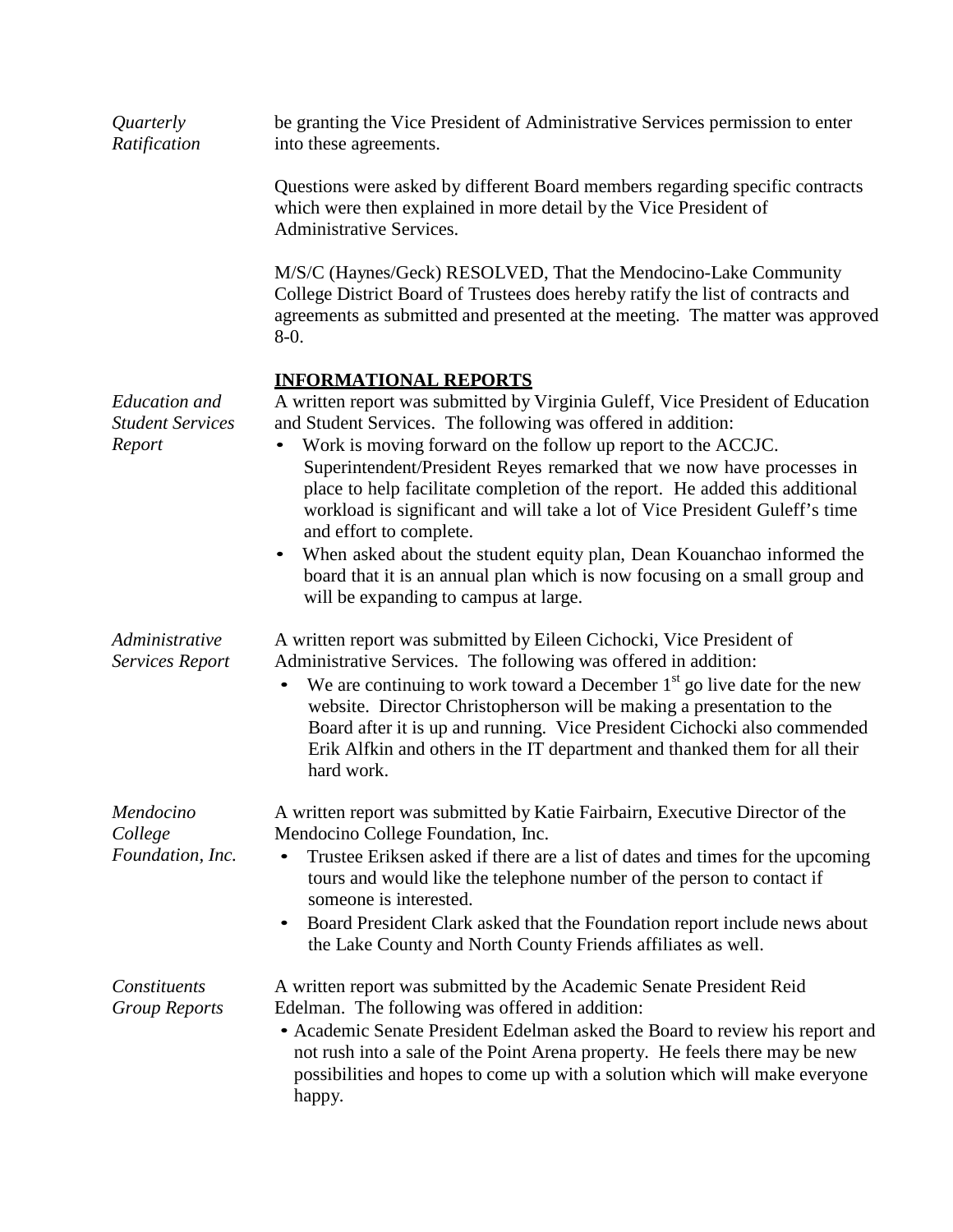*Quarterly Ratification*

be granting the Vice President of Administrative Services permission to enter into these agreements.

Questions were asked by different Board members regarding specific contracts which were then explained in more detail by the Vice President of Administrative Services.

M/S/C (Haynes/Geck) RESOLVED, That the Mendocino-Lake Community College District Board of Trustees does hereby ratify the list of contracts and agreements as submitted and presented at the meeting. The matter was approved 8-0.

## **INFORMATIONAL REPORTS**

*Education and Student Services Report*

A written report was submitted by Virginia Guleff, Vice President of Education and Student Services. The following was offered in addition:

- Work is moving forward on the follow up report to the ACCJC. Superintendent/President Reyes remarked that we now have processes in place to help facilitate completion of the report. He added this additional workload is significant and will take a lot of Vice President Guleff's time and effort to complete.
- When asked about the student equity plan, Dean Kouanchao informed the board that it is an annual plan which is now focusing on a small group and will be expanding to campus at large.

*Administrative Services Report*

A written report was submitted by Eileen Cichocki, Vice President of Administrative Services. The following was offered in addition:

- We are continuing to work toward a December 1st go live date for the new website. Director Christopherson will be making a presentation to the Board after it is up and running. Vice President Cichocki also commended Erik Alfkin and others in the IT department and thanked them for all their hard work.

*Mendocino College Foundation, Inc.*

A written report was submitted by Katie Fairbairn, Executive Director of the Mendocino College Foundation, Inc.

- Trustee Eriksen asked if there are a list of dates and times for the upcoming tours and would like the telephone number of the person to contact if someone is interested.
- Board President Clark asked that the Foundation report include news about the Lake County and North County Friends affiliates as well.

*Constituents Group Reports*

A written report was submitted by the Academic Senate President Reid Edelman. The following was offered in addition:

- Academic Senate President Edelman asked the Board to review his report and not rush into a sale of the Point Arena property. He feels there may be new possibilities and hopes to come up with a solution which will make everyone happy.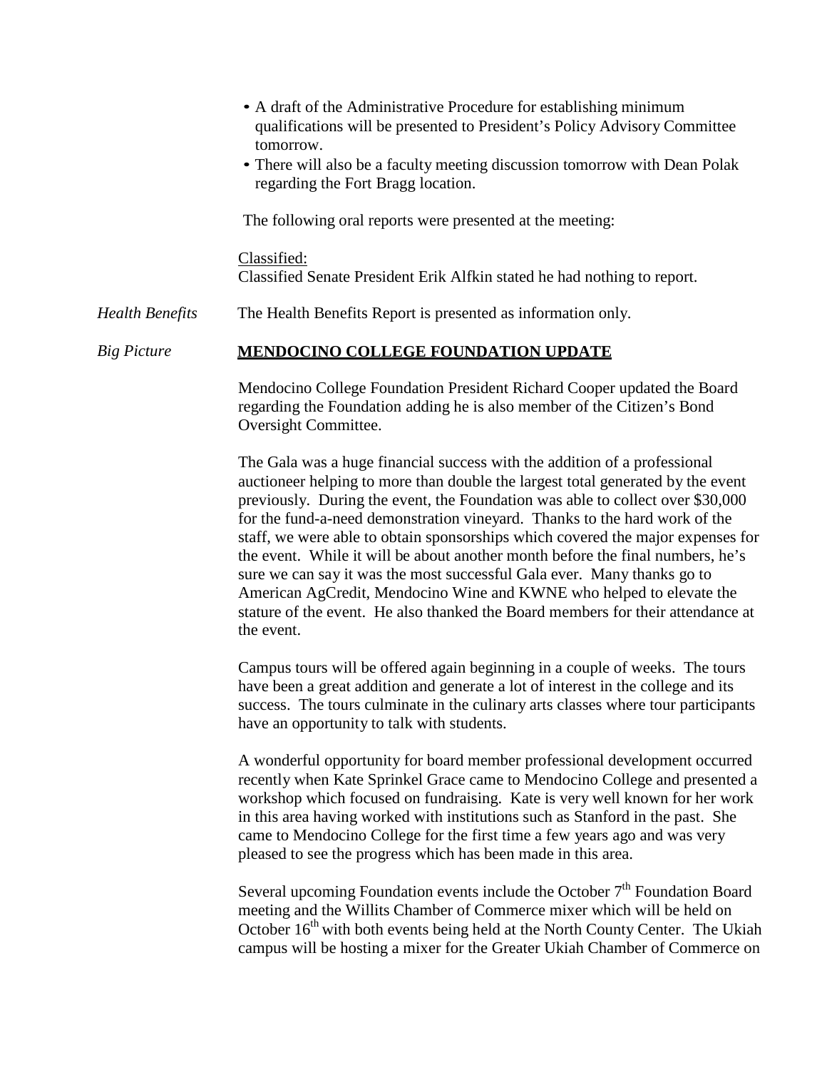- A draft of the Administrative Procedure for establishing minimum qualifications will be presented to President's Policy Advisory Committee tomorrow.
- There will also be a faculty meeting discussion tomorrow with Dean Polak regarding the Fort Bragg location.

The following oral reports were presented at the meeting:

Classified:
Classified Senate President Erik Alfkin stated he had nothing to report.

*Health Benefits* The Health Benefits Report is presented as information only.

*Big Picture* **MENDOCINO COLLEGE FOUNDATION UPDATE**

Mendocino College Foundation President Richard Cooper updated the Board regarding the Foundation adding he is also member of the Citizen's Bond Oversight Committee.

The Gala was a huge financial success with the addition of a professional auctioneer helping to more than double the largest total generated by the event previously. During the event, the Foundation was able to collect over $30,000 for the fund-a-need demonstration vineyard. Thanks to the hard work of the staff, we were able to obtain sponsorships which covered the major expenses for the event. While it will be about another month before the final numbers, he's sure we can say it was the most successful Gala ever. Many thanks go to American AgCredit, Mendocino Wine and KWNE who helped to elevate the stature of the event. He also thanked the Board members for their attendance at the event.

Campus tours will be offered again beginning in a couple of weeks. The tours have been a great addition and generate a lot of interest in the college and its success. The tours culminate in the culinary arts classes where tour participants have an opportunity to talk with students.

A wonderful opportunity for board member professional development occurred recently when Kate Sprinkel Grace came to Mendocino College and presented a workshop which focused on fundraising. Kate is very well known for her work in this area having worked with institutions such as Stanford in the past. She came to Mendocino College for the first time a few years ago and was very pleased to see the progress which has been made in this area.

Several upcoming Foundation events include the October 7th Foundation Board meeting and the Willits Chamber of Commerce mixer which will be held on October 16th with both events being held at the North County Center. The Ukiah campus will be hosting a mixer for the Greater Ukiah Chamber of Commerce on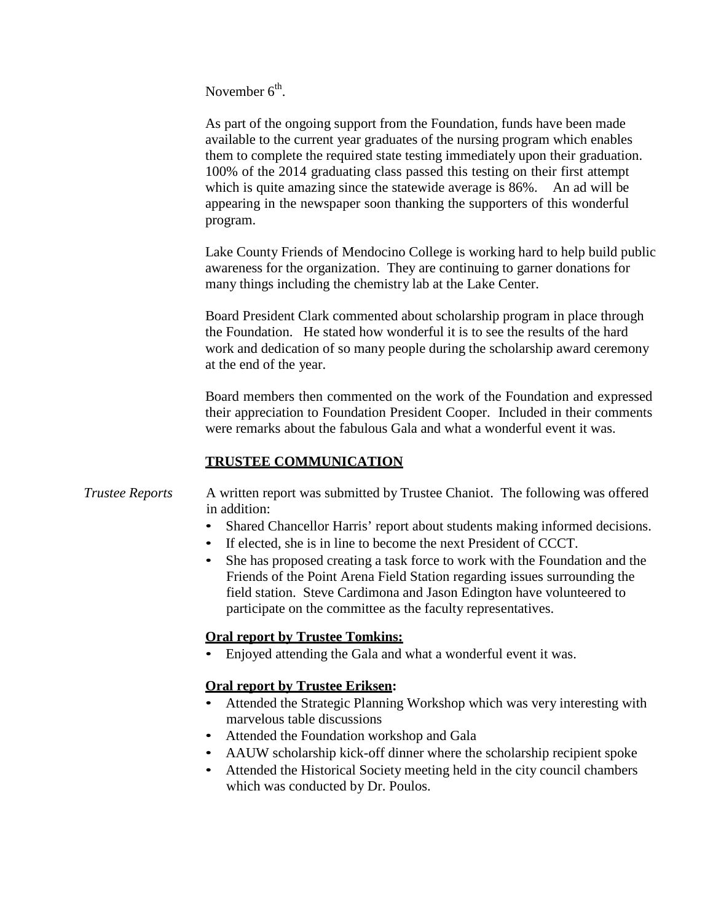November 6th.

As part of the ongoing support from the Foundation, funds have been made available to the current year graduates of the nursing program which enables them to complete the required state testing immediately upon their graduation. 100% of the 2014 graduating class passed this testing on their first attempt which is quite amazing since the statewide average is 86%. An ad will be appearing in the newspaper soon thanking the supporters of this wonderful program.

Lake County Friends of Mendocino College is working hard to help build public awareness for the organization. They are continuing to garner donations for many things including the chemistry lab at the Lake Center.

Board President Clark commented about scholarship program in place through the Foundation. He stated how wonderful it is to see the results of the hard work and dedication of so many people during the scholarship award ceremony at the end of the year.

Board members then commented on the work of the Foundation and expressed their appreciation to Foundation President Cooper. Included in their comments were remarks about the fabulous Gala and what a wonderful event it was.

## TRUSTEE COMMUNICATION

*Trustee Reports*

A written report was submitted by Trustee Chaniot. The following was offered in addition:

- Shared Chancellor Harris' report about students making informed decisions.
- If elected, she is in line to become the next President of CCCT.
- She has proposed creating a task force to work with the Foundation and the Friends of the Point Arena Field Station regarding issues surrounding the field station. Steve Cardimona and Jason Edington have volunteered to participate on the committee as the faculty representatives.

**Oral report by Trustee Tomkins:**

- Enjoyed attending the Gala and what a wonderful event it was.

**Oral report by Trustee Eriksen:**

- Attended the Strategic Planning Workshop which was very interesting with marvelous table discussions
- Attended the Foundation workshop and Gala
- AAUW scholarship kick-off dinner where the scholarship recipient spoke
- Attended the Historical Society meeting held in the city council chambers which was conducted by Dr. Poulos.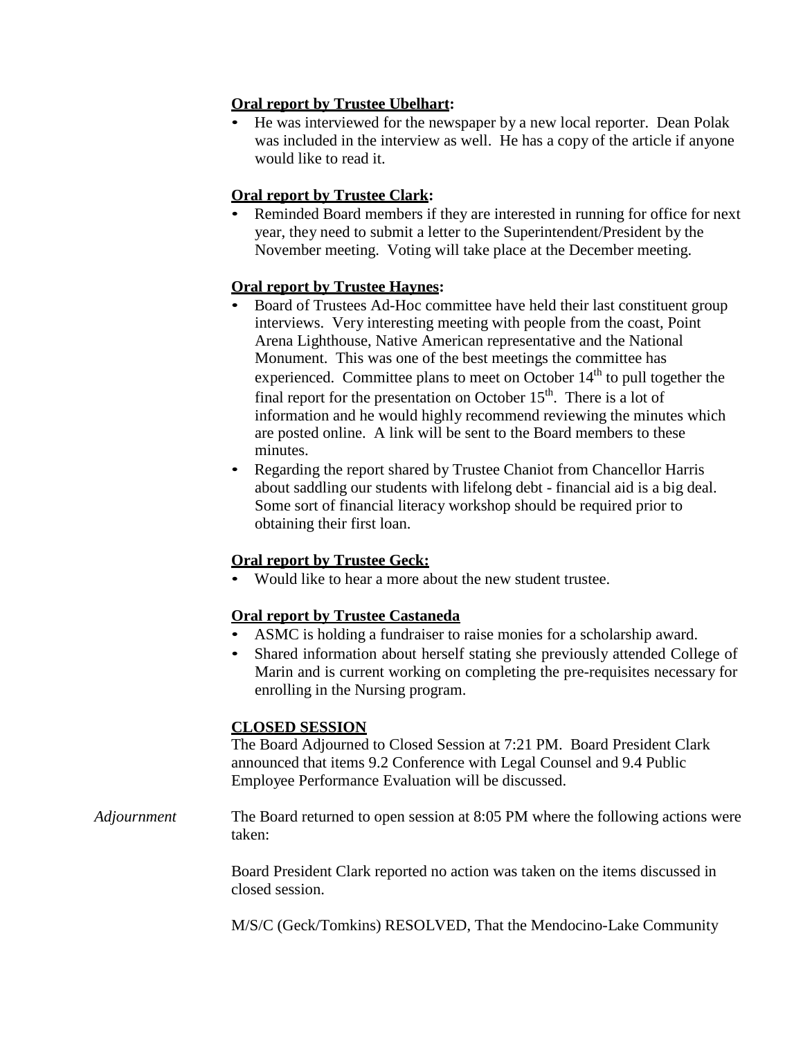**Oral report by Trustee Ubelhart:**

- He was interviewed for the newspaper by a new local reporter. Dean Polak was included in the interview as well. He has a copy of the article if anyone would like to read it.

**Oral report by Trustee Clark:**

- Reminded Board members if they are interested in running for office for next year, they need to submit a letter to the Superintendent/President by the November meeting. Voting will take place at the December meeting.

**Oral report by Trustee Haynes:**

- Board of Trustees Ad-Hoc committee have held their last constituent group interviews. Very interesting meeting with people from the coast, Point Arena Lighthouse, Native American representative and the National Monument. This was one of the best meetings the committee has experienced. Committee plans to meet on October 14th to pull together the final report for the presentation on October 15th. There is a lot of information and he would highly recommend reviewing the minutes which are posted online. A link will be sent to the Board members to these minutes.
- Regarding the report shared by Trustee Chaniot from Chancellor Harris about saddling our students with lifelong debt - financial aid is a big deal. Some sort of financial literacy workshop should be required prior to obtaining their first loan.

**Oral report by Trustee Geck:**

- Would like to hear a more about the new student trustee.

**Oral report by Trustee Castaneda**

- ASMC is holding a fundraiser to raise monies for a scholarship award.
- Shared information about herself stating she previously attended College of Marin and is current working on completing the pre-requisites necessary for enrolling in the Nursing program.

**CLOSED SESSION**

The Board Adjourned to Closed Session at 7:21 PM. Board President Clark announced that items 9.2 Conference with Legal Counsel and 9.4 Public Employee Performance Evaluation will be discussed.

*Adjournment*

The Board returned to open session at 8:05 PM where the following actions were taken:

Board President Clark reported no action was taken on the items discussed in closed session.

M/S/C (Geck/Tomkins) RESOLVED, That the Mendocino-Lake Community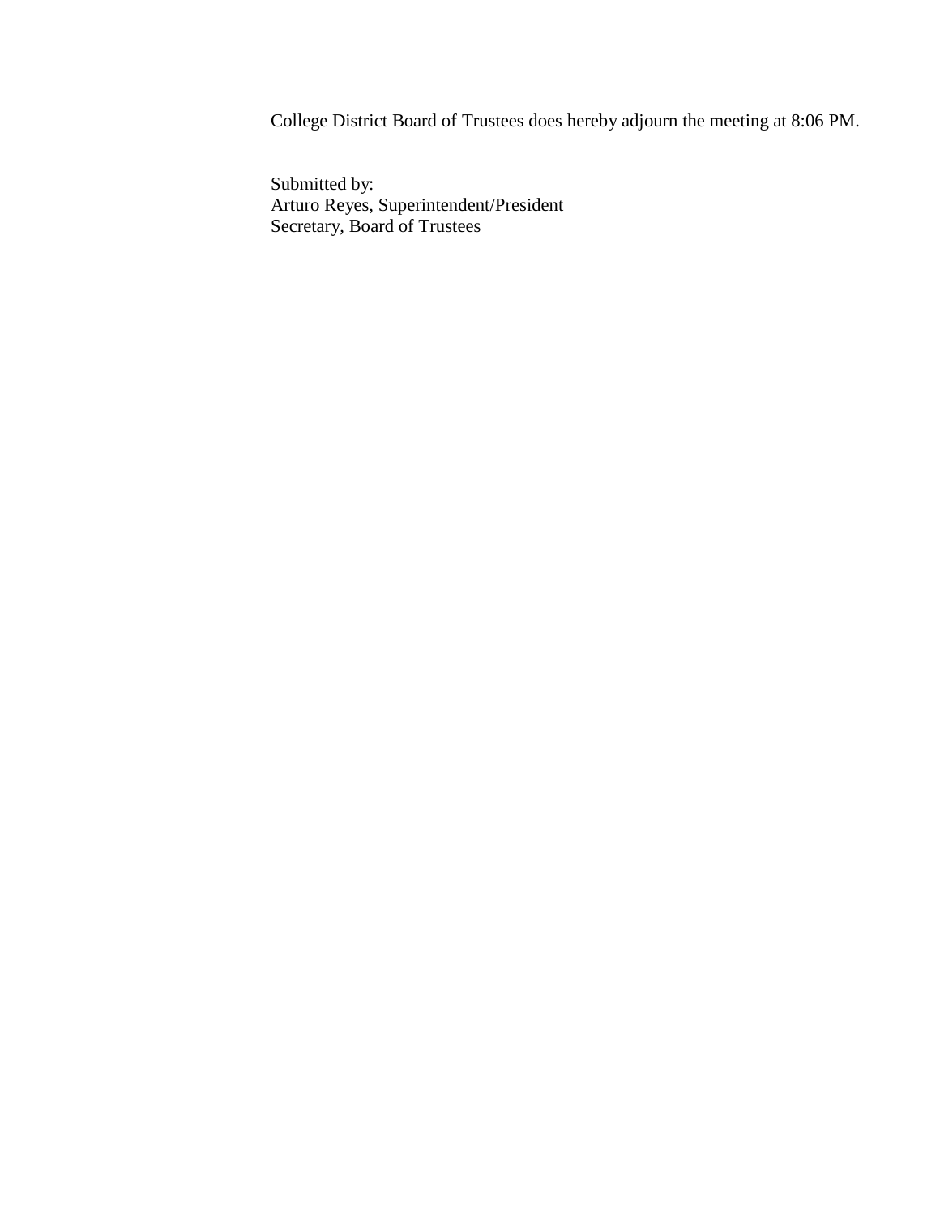College District Board of Trustees does hereby adjourn the meeting at 8:06 PM.

Submitted by:
Arturo Reyes, Superintendent/President
Secretary, Board of Trustees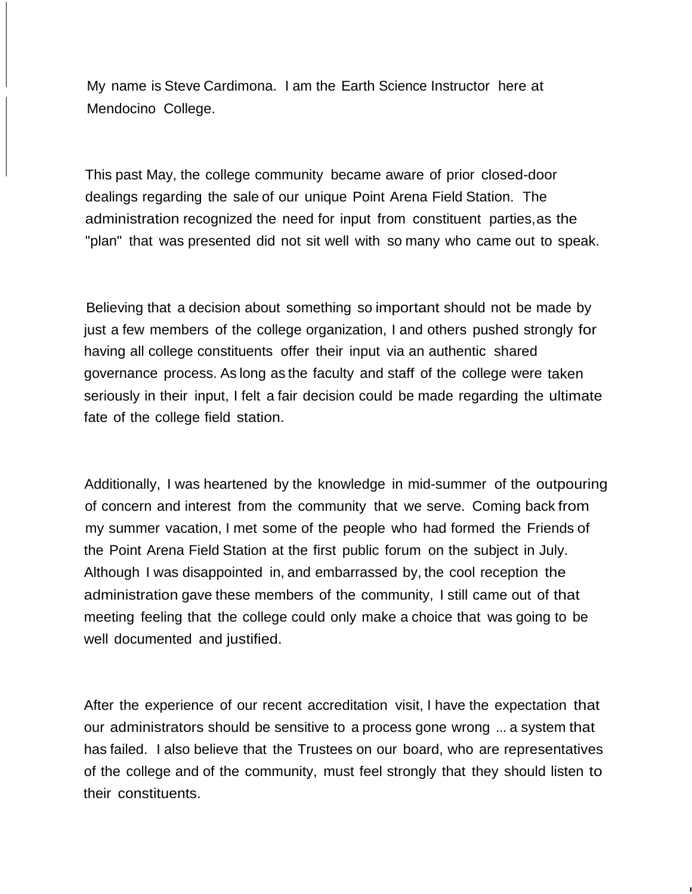My name is Steve Cardimona. I am the Earth Science Instructor here at Mendocino College.

This past May, the college community became aware of prior closed-door dealings regarding the sale of our unique Point Arena Field Station. The administration recognized the need for input from constituent parties, as the "plan" that was presented did not sit well with so many who came out to speak.

Believing that a decision about something so important should not be made by just a few members of the college organization, I and others pushed strongly for having all college constituents offer their input via an authentic shared governance process. As long as the faculty and staff of the college were taken seriously in their input, I felt a fair decision could be made regarding the ultimate fate of the college field station.

Additionally, I was heartened by the knowledge in mid-summer of the outpouring of concern and interest from the community that we serve. Coming back from my summer vacation, I met some of the people who had formed the Friends of the Point Arena Field Station at the first public forum on the subject in July. Although I was disappointed in, and embarrassed by, the cool reception the administration gave these members of the community, I still came out of that meeting feeling that the college could only make a choice that was going to be well documented and justified.

After the experience of our recent accreditation visit, I have the expectation that our administrators should be sensitive to a process gone wrong ... a system that has failed. I also believe that the Trustees on our board, who are representatives of the college and of the community, must feel strongly that they should listen to their constituents.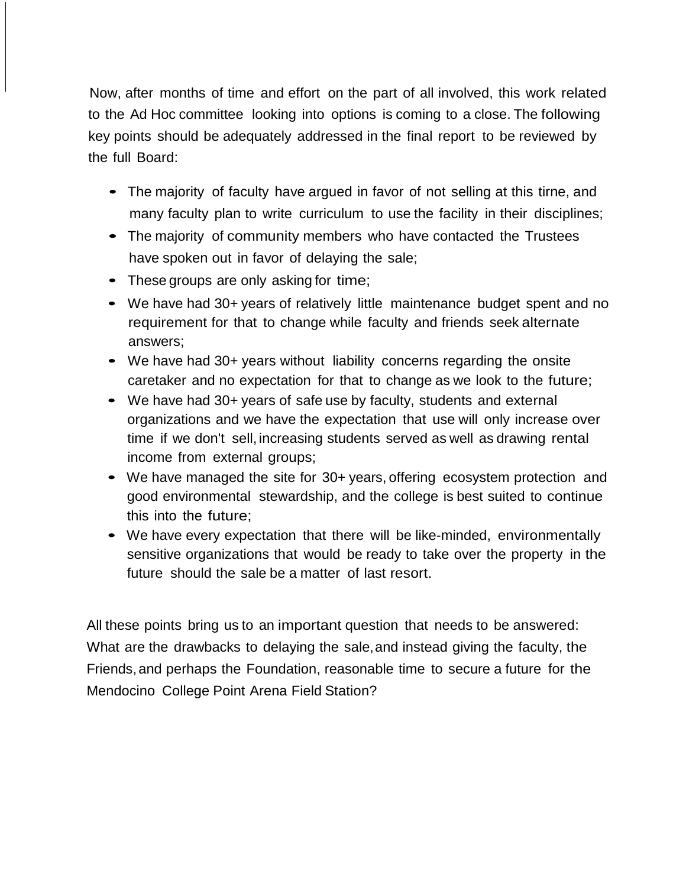Now, after months of time and effort on the part of all involved, this work related to the Ad Hoc committee looking into options is coming to a close. The following key points should be adequately addressed in the final report to be reviewed by the full Board:

- The majority of faculty have argued in favor of not selling at this tirne, and many faculty plan to write curriculum to use the facility in their disciplines;
- The majority of community members who have contacted the Trustees have spoken out in favor of delaying the sale;
- These groups are only asking for time;
- We have had 30+ years of relatively little maintenance budget spent and no requirement for that to change while faculty and friends seek alternate answers;
- We have had 30+ years without liability concerns regarding the onsite caretaker and no expectation for that to change as we look to the future;
- We have had 30+ years of safe use by faculty, students and external organizations and we have the expectation that use will only increase over time if we don't sell, increasing students served as well as drawing rental income from external groups;
- We have managed the site for 30+ years, offering ecosystem protection and good environmental stewardship, and the college is best suited to continue this into the future;
- We have every expectation that there will be like-minded, environmentally sensitive organizations that would be ready to take over the property in the future should the sale be a matter of last resort.

All these points bring us to an important question that needs to be answered: What are the drawbacks to delaying the sale, and instead giving the faculty, the Friends, and perhaps the Foundation, reasonable time to secure a future for the Mendocino College Point Arena Field Station?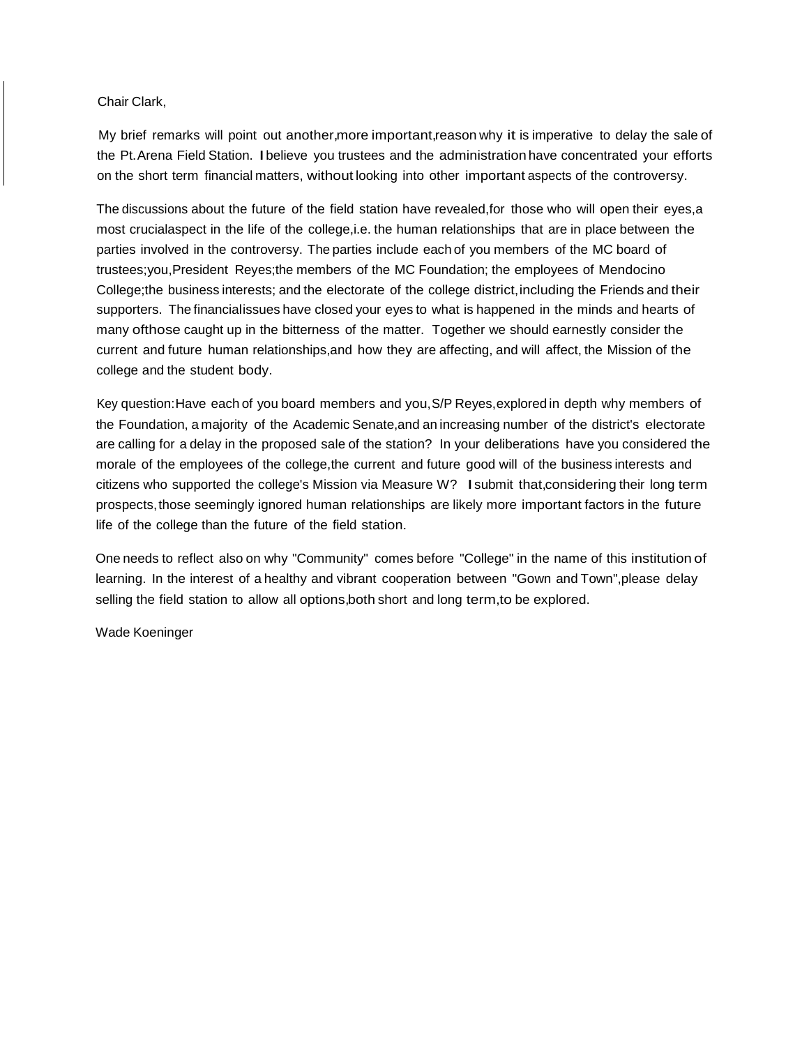Chair Clark,

My brief remarks will point out another,more important,reason why it is imperative to delay the sale of the Pt.Arena Field Station. I believe you trustees and the administration have concentrated your efforts on the short term financial matters, without looking into other important aspects of the controversy.

The discussions about the future of the field station have revealed,for those who will open their eyes,a most crucialaspect in the life of the college,i.e. the human relationships that are in place between the parties involved in the controversy. The parties include each of you members of the MC board of trustees;you,President Reyes;the members of the MC Foundation; the employees of Mendocino College;the business interests; and the electorate of the college district,including the Friends and their supporters. The financialissues have closed your eyes to what is happened in the minds and hearts of many ofthose caught up in the bitterness of the matter. Together we should earnestly consider the current and future human relationships,and how they are affecting, and will affect, the Mission of the college and the student body.

Key question:Have each of you board members and you,S/P Reyes,explored in depth why members of the Foundation, a majority of the Academic Senate,and an increasing number of the district's electorate are calling for a delay in the proposed sale of the station? In your deliberations have you considered the morale of the employees of the college,the current and future good will of the business interests and citizens who supported the college's Mission via Measure W? I submit that,considering their long term prospects,those seemingly ignored human relationships are likely more important factors in the future life of the college than the future of the field station.

One needs to reflect also on why "Community" comes before "College" in the name of this institution of learning. In the interest of a healthy and vibrant cooperation between "Gown and Town",please delay selling the field station to allow all options,both short and long term,to be explored.

Wade Koeninger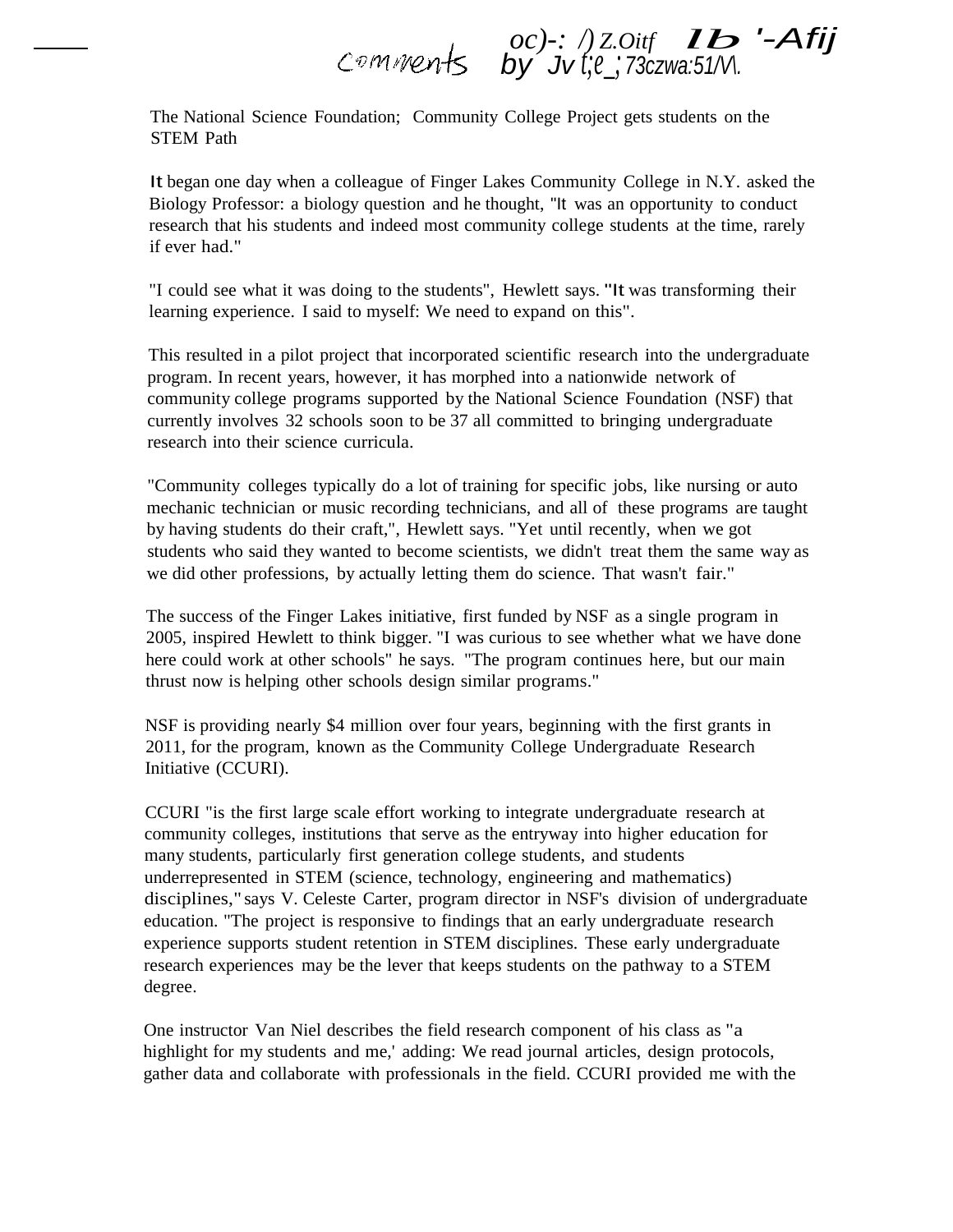comments by oc)-: /) Z.Oitf Jv l;'e_; 73czwa:51/V\. Ib '-Afij

The National Science Foundation; Community College Project gets students on the STEM Path

It began one day when a colleague of Finger Lakes Community College in N.Y. asked the Biology Professor: a biology question and he thought, "It was an opportunity to conduct research that his students and indeed most community college students at the time, rarely if ever had."

"I could see what it was doing to the students", Hewlett says. "It was transforming their learning experience. I said to myself: We need to expand on this".

This resulted in a pilot project that incorporated scientific research into the undergraduate program. In recent years, however, it has morphed into a nationwide network of community college programs supported by the National Science Foundation (NSF) that currently involves 32 schools soon to be 37 all committed to bringing undergraduate research into their science curricula.

"Community colleges typically do a lot of training for specific jobs, like nursing or auto mechanic technician or music recording technicians, and all of these programs are taught by having students do their craft,", Hewlett says. "Yet until recently, when we got students who said they wanted to become scientists, we didn't treat them the same way as we did other professions, by actually letting them do science. That wasn't fair."

The success of the Finger Lakes initiative, first funded by NSF as a single program in 2005, inspired Hewlett to think bigger. "I was curious to see whether what we have done here could work at other schools" he says. "The program continues here, but our main thrust now is helping other schools design similar programs."

NSF is providing nearly $4 million over four years, beginning with the first grants in 2011, for the program, known as the Community College Undergraduate Research Initiative (CCURI).

CCURI "is the first large scale effort working to integrate undergraduate research at community colleges, institutions that serve as the entryway into higher education for many students, particularly first generation college students, and students underrepresented in STEM (science, technology, engineering and mathematics) disciplines," says V. Celeste Carter, program director in NSF's division of undergraduate education. "The project is responsive to findings that an early undergraduate research experience supports student retention in STEM disciplines. These early undergraduate research experiences may be the lever that keeps students on the pathway to a STEM degree.

One instructor Van Niel describes the field research component of his class as "a highlight for my students and me,' adding: We read journal articles, design protocols, gather data and collaborate with professionals in the field. CCURI provided me with the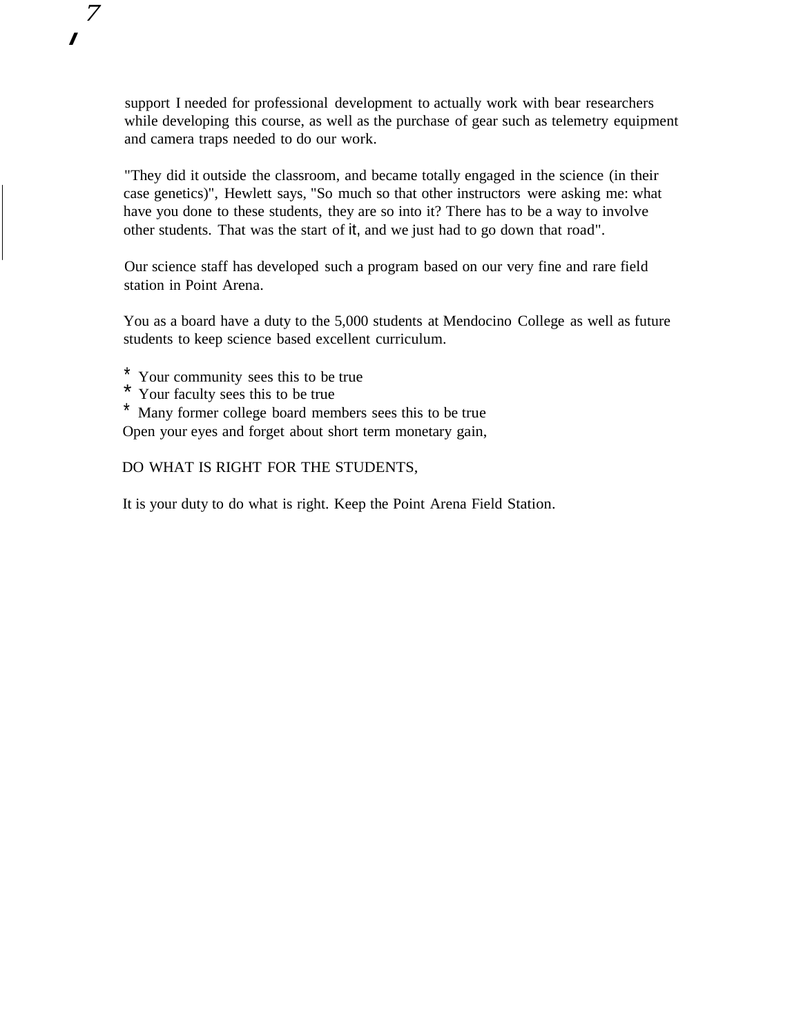support I needed for professional development to actually work with bear researchers while developing this course, as well as the purchase of gear such as telemetry equipment and camera traps needed to do our work.

"They did it outside the classroom, and became totally engaged in the science (in their case genetics)", Hewlett says, "So much so that other instructors were asking me: what have you done to these students, they are so into it? There has to be a way to involve other students. That was the start of it, and we just had to go down that road".

Our science staff has developed such a program based on our very fine and rare field station in Point Arena.

You as a board have a duty to the 5,000 students at Mendocino College as well as future students to keep science based excellent curriculum.

* Your community sees this to be true
* Your faculty sees this to be true
* Many former college board members sees this to be true

Open your eyes and forget about short term monetary gain,

DO WHAT IS RIGHT FOR THE STUDENTS,

It is your duty to do what is right. Keep the Point Arena Field Station.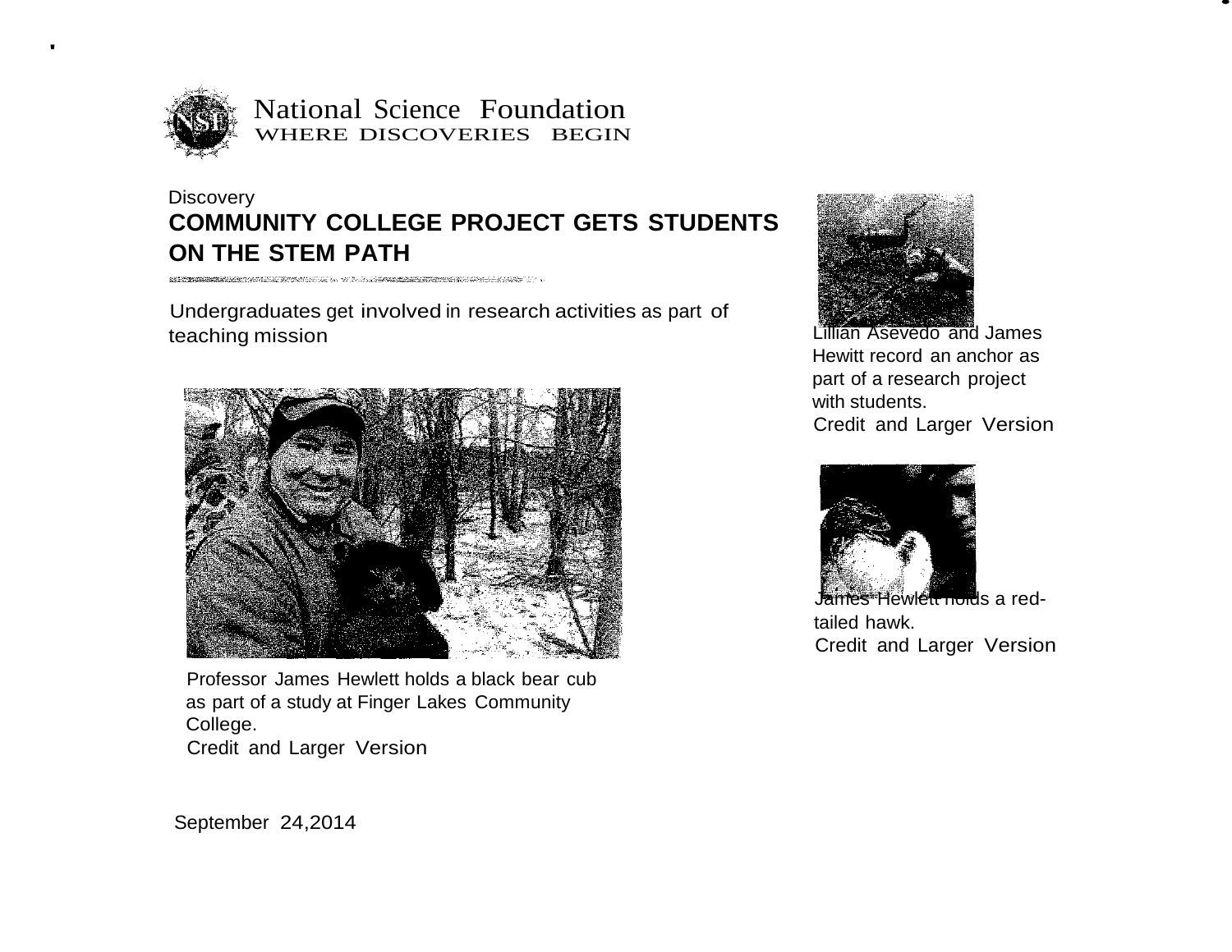National Science Foundation
WHERE DISCOVERIES BEGIN

Discovery

# COMMUNITY COLLEGE PROJECT GETS STUDENTS ON THE STEM PATH

Undergraduates get involved in research activities as part of teaching mission

Professor James Hewlett holds a black bear cub as part of a study at Finger Lakes Community College.
Credit and Larger Version

Lillian Asevedo and James Hewitt record an anchor as part of a research project with students.
Credit and Larger Version

James Hewlett holds a red-tailed hawk.
Credit and Larger Version

September 24,2014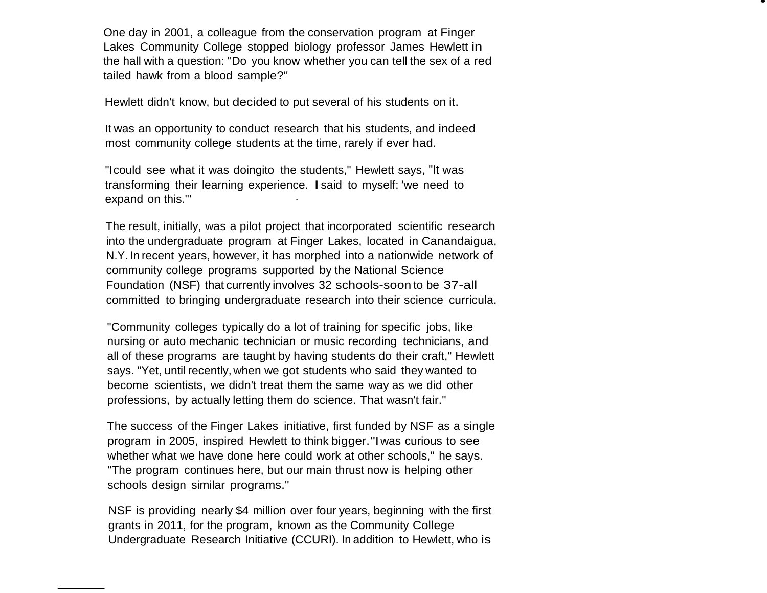One day in 2001, a colleague from the conservation program at Finger Lakes Community College stopped biology professor James Hewlett in the hall with a question: "Do you know whether you can tell the sex of a red tailed hawk from a blood sample?"

Hewlett didn't know, but decided to put several of his students on it.

It was an opportunity to conduct research that his students, and indeed most community college students at the time, rarely if ever had.

"I could see what it was doingito the students," Hewlett says, "It was transforming their learning experience. I said to myself: 'we need to expand on this.'"

The result, initially, was a pilot project that incorporated scientific research into the undergraduate program at Finger Lakes, located in Canandaigua, N.Y. In recent years, however, it has morphed into a nationwide network of community college programs supported by the National Science Foundation (NSF) that currently involves 32 schools-soon to be 37-all committed to bringing undergraduate research into their science curricula.

"Community colleges typically do a lot of training for specific jobs, like nursing or auto mechanic technician or music recording technicians, and all of these programs are taught by having students do their craft," Hewlett says. "Yet, until recently, when we got students who said they wanted to become scientists, we didn't treat them the same way as we did other professions, by actually letting them do science. That wasn't fair."

The success of the Finger Lakes initiative, first funded by NSF as a single program in 2005, inspired Hewlett to think bigger. "I was curious to see whether what we have done here could work at other schools," he says. "The program continues here, but our main thrust now is helping other schools design similar programs."

NSF is providing nearly $4 million over four years, beginning with the first grants in 2011, for the program, known as the Community College Undergraduate Research Initiative (CCURI). In addition to Hewlett, who is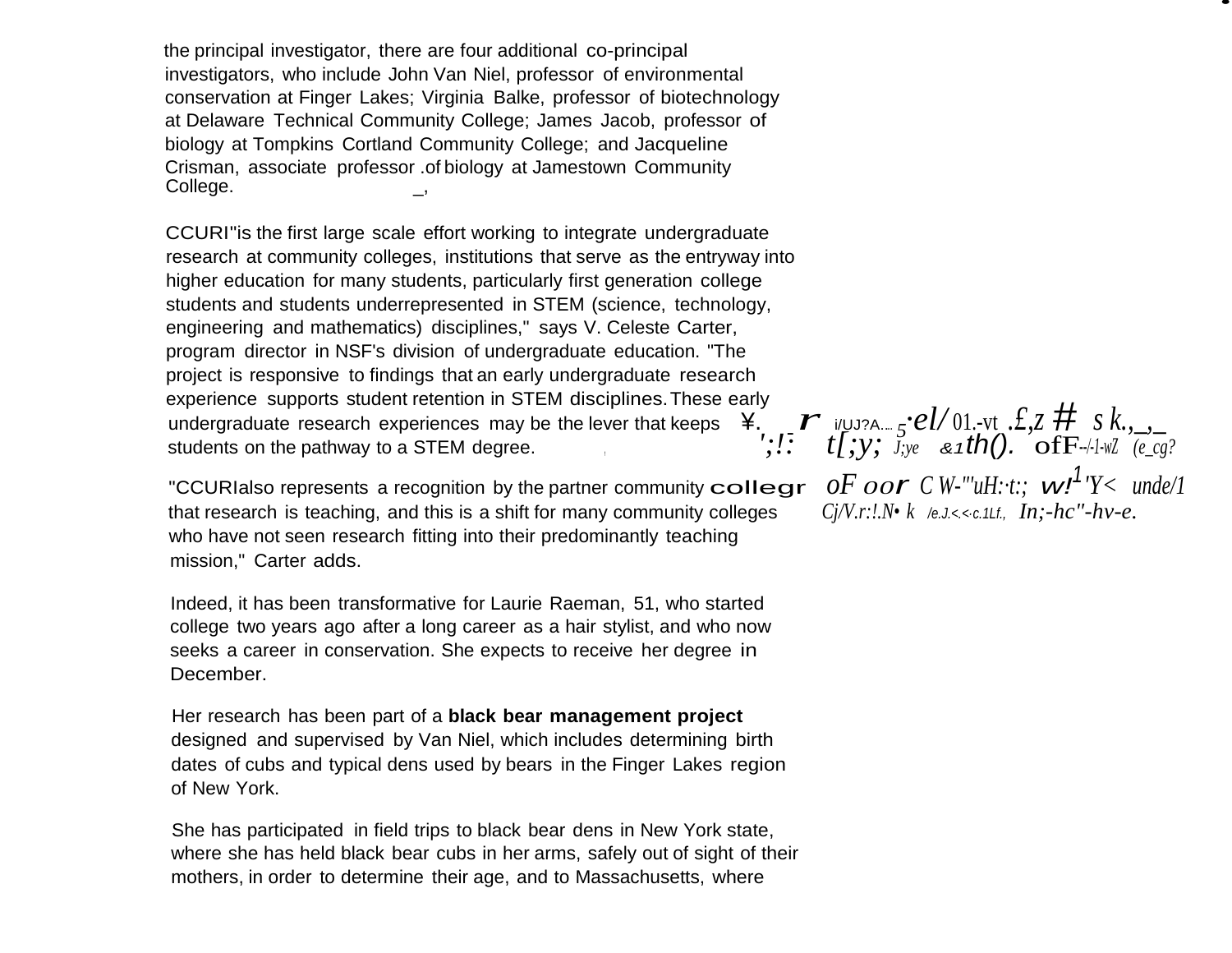the principal investigator, there are four additional co-principal investigators, who include John Van Niel, professor of environmental conservation at Finger Lakes; Virginia Balke, professor of biotechnology at Delaware Technical Community College; James Jacob, professor of biology at Tompkins Cortland Community College; and Jacqueline Crisman, associate professor of biology at Jamestown Community College.

CCURI "is the first large scale effort working to integrate undergraduate research at community colleges, institutions that serve as the entryway into higher education for many students, particularly first generation college students and students underrepresented in STEM (science, technology, engineering and mathematics) disciplines," says V. Celeste Carter, program director in NSF's division of undergraduate education. "The project is responsive to findings that an early undergraduate research experience supports student retention in STEM disciplines. These early undergraduate research experiences may be the lever that keeps students on the pathway to a STEM degree.

"CCURI also represents a recognition by the partner community colleges that research is teaching, and this is a shift for many community colleges who have not seen research fitting into their predominantly teaching mission," Carter adds.

Indeed, it has been transformative for Laurie Raeman, 51, who started college two years ago after a long career as a hair stylist, and who now seeks a career in conservation. She expects to receive her degree in December.

Her research has been part of a **black bear management project** designed and supervised by Van Niel, which includes determining birth dates of cubs and typical dens used by bears in the Finger Lakes region of New York.

She has participated in field trips to black bear dens in New York state, where she has held black bear cubs in her arms, safely out of sight of their mothers, in order to determine their age, and to Massachusetts, where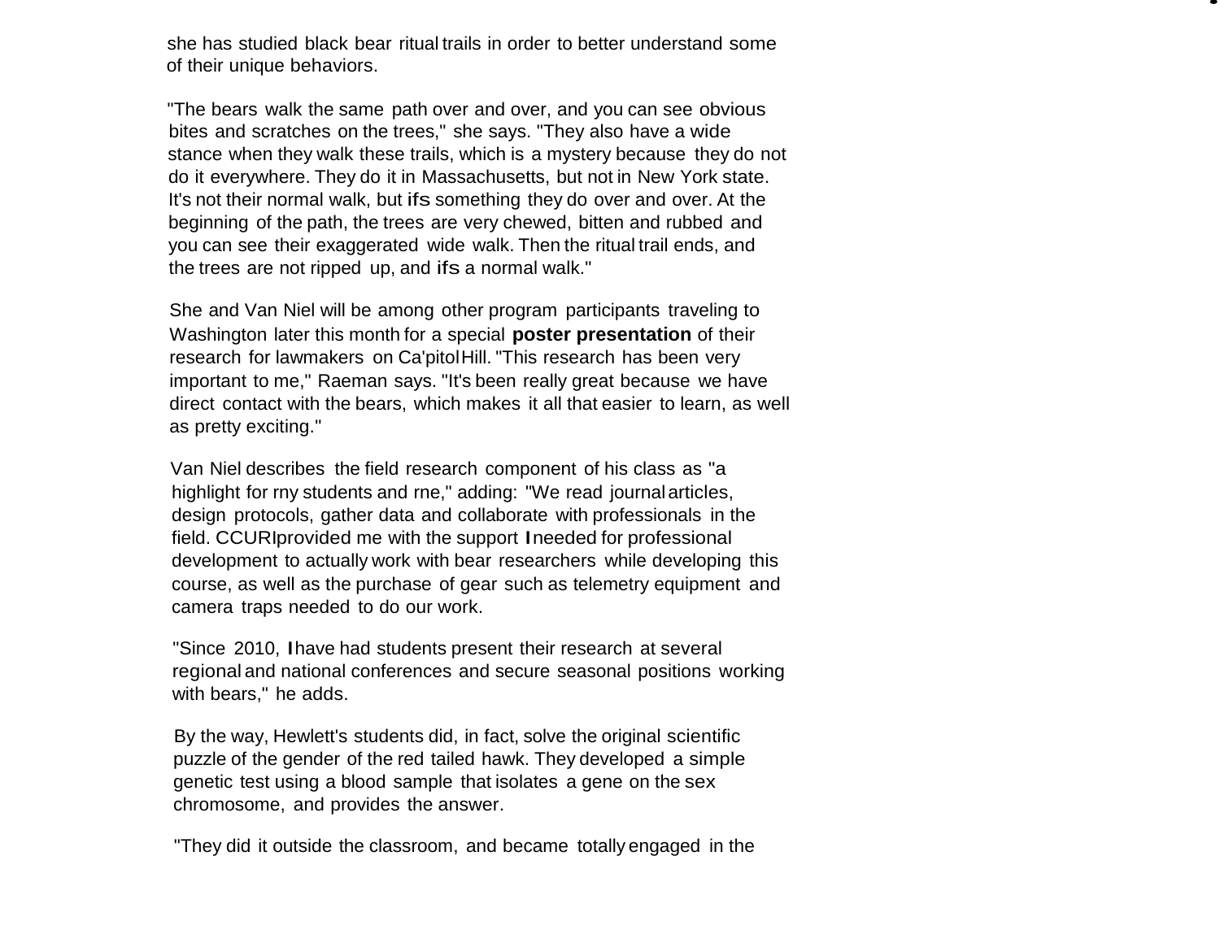she has studied black bear ritual trails in order to better understand some of their unique behaviors.

"The bears walk the same path over and over, and you can see obvious bites and scratches on the trees," she says. "They also have a wide stance when they walk these trails, which is a mystery because they do not do it everywhere. They do it in Massachusetts, but not in New York state. It's not their normal walk, but ifs something they do over and over. At the beginning of the path, the trees are very chewed, bitten and rubbed and you can see their exaggerated wide walk. Then the ritual trail ends, and the trees are not ripped up, and ifs a normal walk."

She and Van Niel will be among other program participants traveling to Washington later this month for a special **poster presentation** of their research for lawmakers on Ca'pitol Hill. "This research has been very important to me," Raeman says. "It's been really great because we have direct contact with the bears, which makes it all that easier to learn, as well as pretty exciting."

Van Niel describes the field research component of his class as "a highlight for rny students and rne," adding: "We read journal articles, design protocols, gather data and collaborate with professionals in the field. CCURI provided me with the support I needed for professional development to actually work with bear researchers while developing this course, as well as the purchase of gear such as telemetry equipment and camera traps needed to do our work.

"Since 2010, I have had students present their research at several regional and national conferences and secure seasonal positions working with bears," he adds.

By the way, Hewlett's students did, in fact, solve the original scientific puzzle of the gender of the red tailed hawk. They developed a simple genetic test using a blood sample that isolates a gene on the sex chromosome, and provides the answer.

"They did it outside the classroom, and became totally engaged in the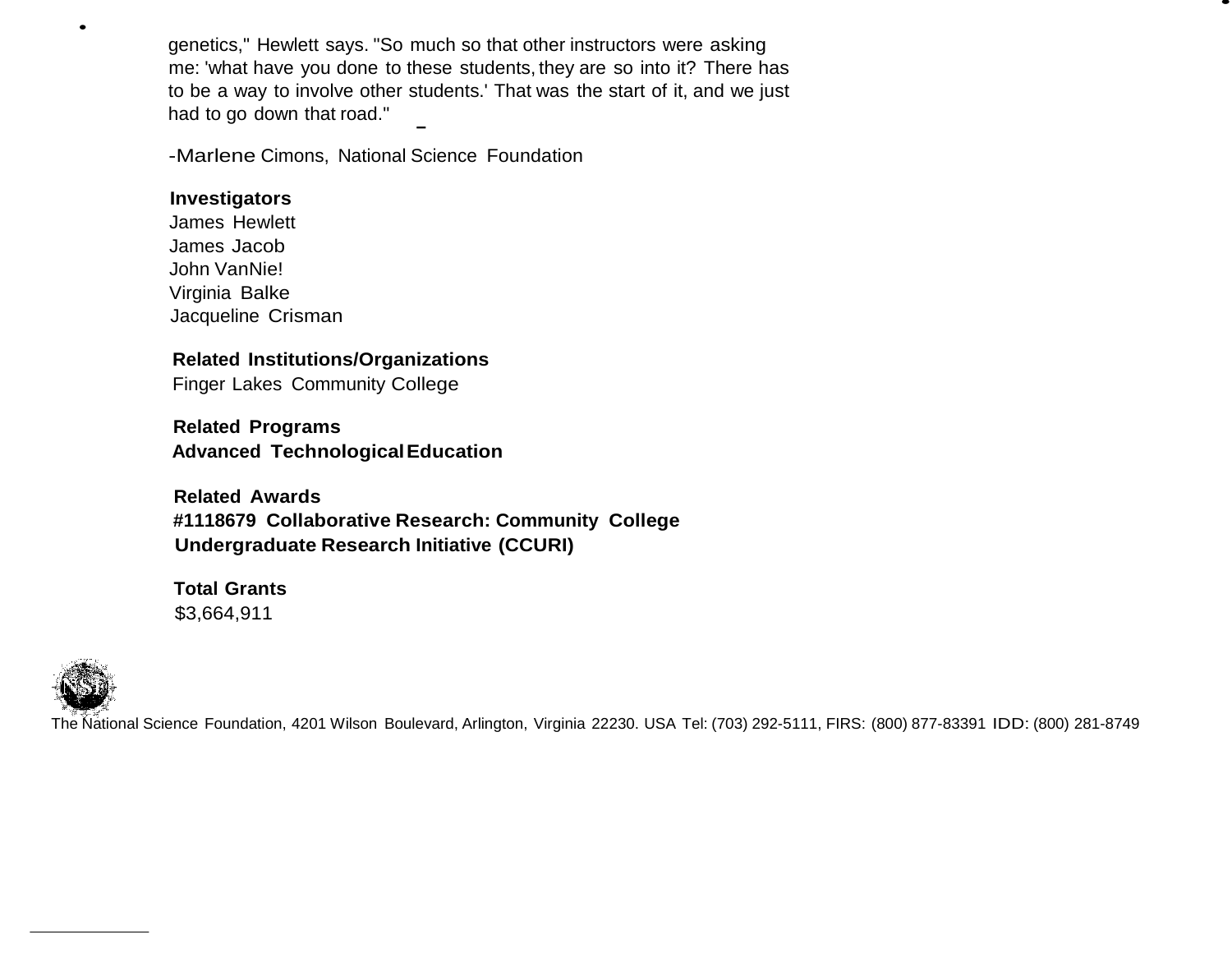genetics," Hewlett says. "So much so that other instructors were asking me: 'what have you done to these students, they are so into it? There has to be a way to involve other students.' That was the start of it, and we just had to go down that road."

-Marlene Cimons, National Science Foundation

**Investigators**
James Hewlett
James Jacob
John VanNie!
Virginia Balke
Jacqueline Crisman

**Related Institutions/Organizations**
Finger Lakes Community College

**Related Programs**
**Advanced Technological Education**

**Related Awards**
**#1118679 Collaborative Research: Community College Undergraduate Research Initiative (CCURI)**

**Total Grants**
$3,664,911

The National Science Foundation, 4201 Wilson Boulevard, Arlington, Virginia 22230. USA Tel: (703) 292-5111, FIRS: (800) 877-83391 IDD: (800) 281-8749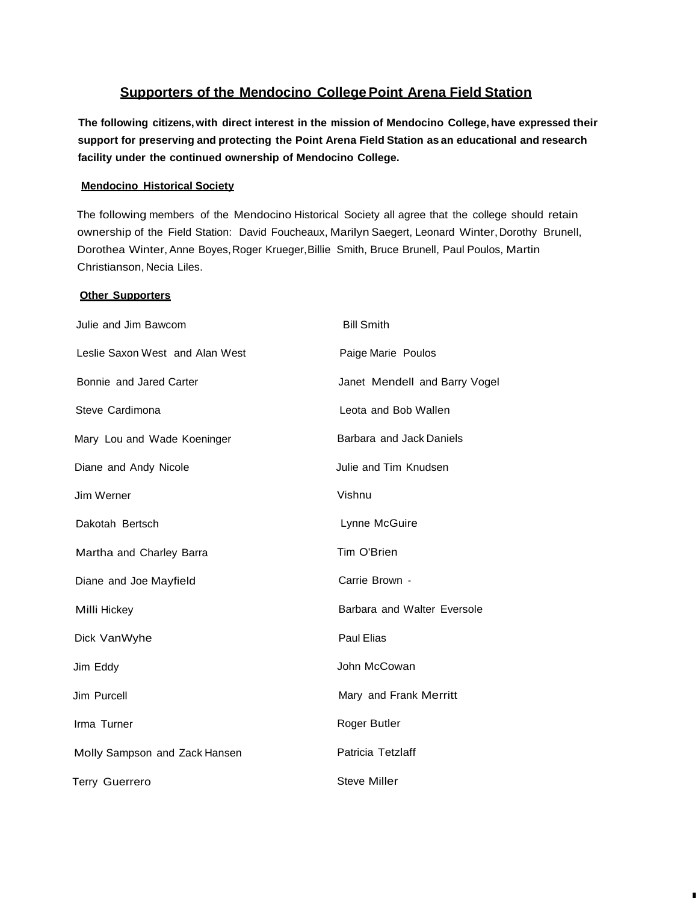## Supporters of the Mendocino College Point Arena Field Station

**The following citizens, with direct interest in the mission of Mendocino College, have expressed their support for preserving and protecting the Point Arena Field Station as an educational and research facility under the continued ownership of Mendocino College.**

### Mendocino Historical Society

The following members of the Mendocino Historical Society all agree that the college should retain ownership of the Field Station: David Foucheaux, Marilyn Saegert, Leonard Winter, Dorothy Brunell, Dorothea Winter, Anne Boyes, Roger Krueger, Billie Smith, Bruce Brunell, Paul Poulos, Martin Christianson, Necia Liles.

### Other Supporters

Julie and Jim Bawcom

Leslie Saxon West and Alan West

Bonnie and Jared Carter

Steve Cardimona

Mary Lou and Wade Koeninger

Diane and Andy Nicole

Jim Werner

Dakotah Bertsch

Martha and Charley Barra

Diane and Joe Mayfield

Milli Hickey

Dick VanWyhe

Jim Eddy

Jim Purcell

Irma Turner

Molly Sampson and Zack Hansen

Terry Guerrero

Bill Smith

Paige Marie Poulos

Janet Mendell and Barry Vogel

Leota and Bob Wallen

Barbara and Jack Daniels

Julie and Tim Knudsen

Vishnu

Lynne McGuire

Tim O'Brien

Carrie Brown -

Barbara and Walter Eversole

Paul Elias

John McCowan

Mary and Frank Merritt

Roger Butler

Patricia Tetzlaff

Steve Miller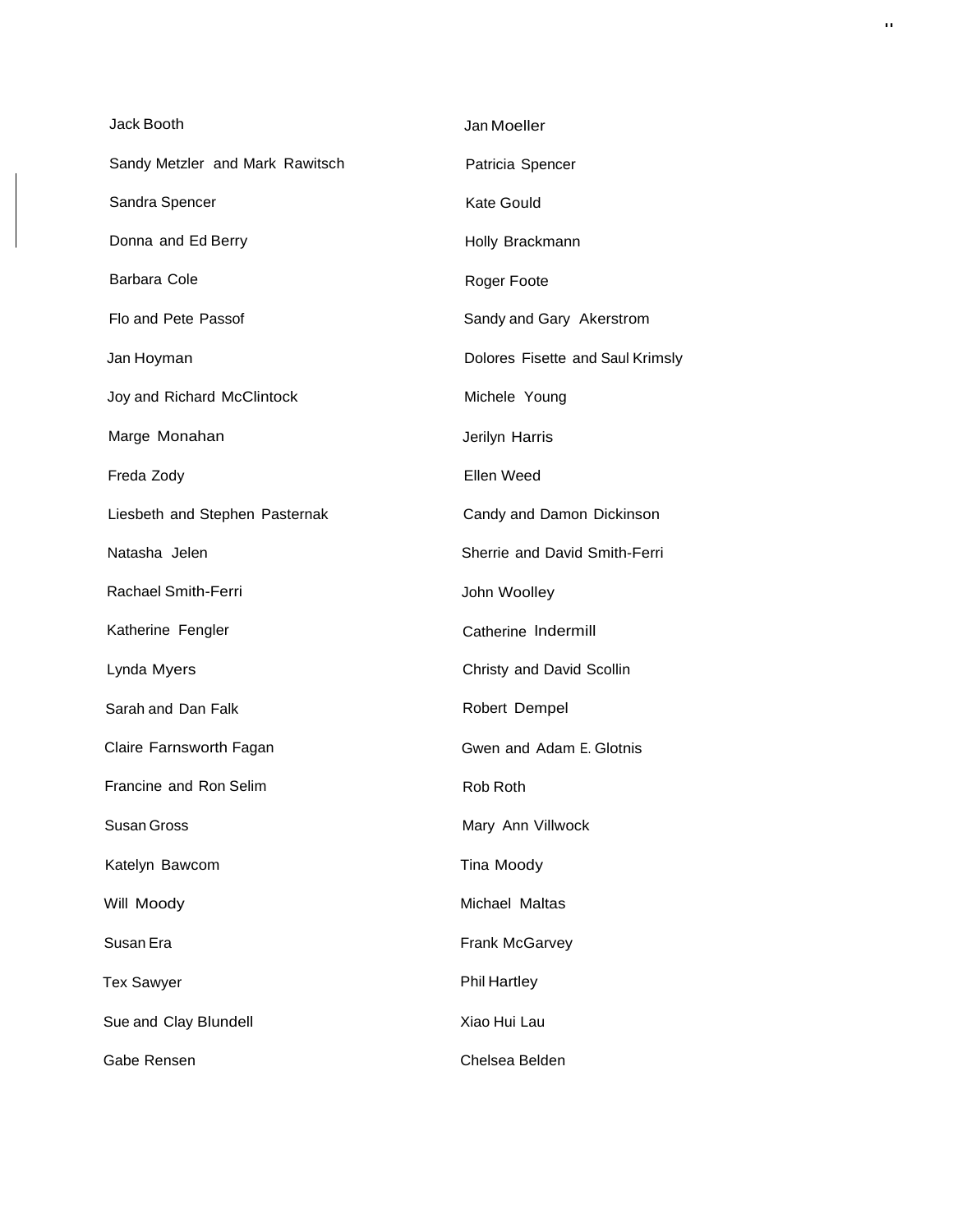Jack Booth

Sandy Metzler and Mark Rawitsch

Sandra Spencer

Donna and Ed Berry

Barbara Cole

Flo and Pete Passof

Jan Hoyman

Joy and Richard McClintock

Marge Monahan

Freda Zody

Liesbeth and Stephen Pasternak

Natasha Jelen

Rachael Smith-Ferri

Katherine Fengler

Lynda Myers

Sarah and Dan Falk

Claire Farnsworth Fagan

Francine and Ron Selim

Susan Gross

Katelyn Bawcom

Will Moody

Susan Era

Tex Sawyer

Sue and Clay Blundell

Gabe Rensen

Jan Moeller

Patricia Spencer

Kate Gould

Holly Brackmann

Roger Foote

Sandy and Gary Akerstrom

Dolores Fisette and Saul Krimsly

Michele Young

Jerilyn Harris

Ellen Weed

Candy and Damon Dickinson

Sherrie and David Smith-Ferri

John Woolley

Catherine Indermill

Christy and David Scollin

Robert Dempel

Gwen and Adam E. Glotnis

Rob Roth

Mary Ann Villwock

Tina Moody

Michael Maltas

Frank McGarvey

Phil Hartley

Xiao Hui Lau

Chelsea Belden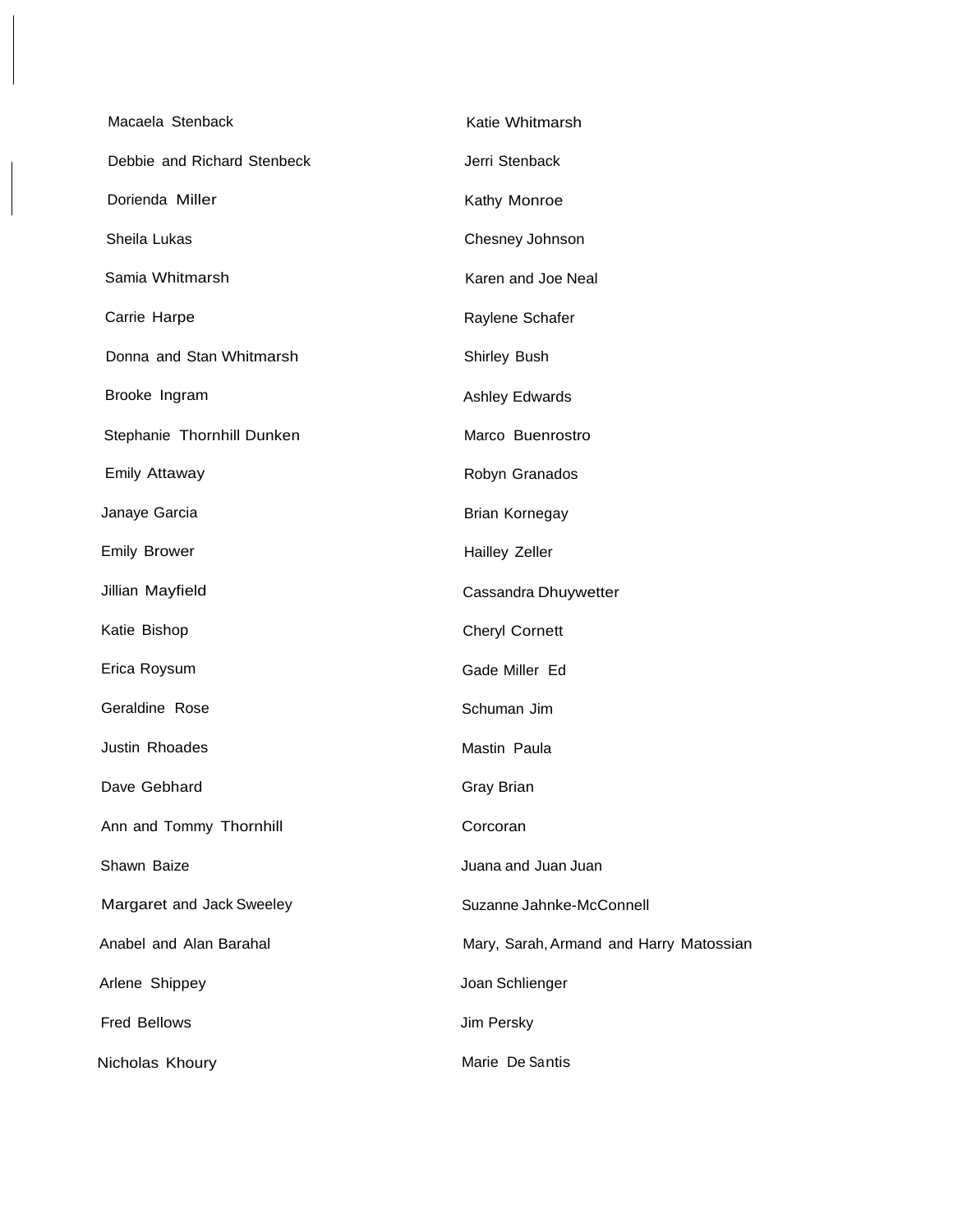Macaela Stenback

Debbie and Richard Stenbeck

Dorienda Miller

Sheila Lukas

Samia Whitmarsh

Carrie Harpe

Donna and Stan Whitmarsh

Brooke Ingram

Stephanie Thornhill Dunken

Emily Attaway

Janaye Garcia

Emily Brower

Jillian Mayfield

Katie Bishop

Erica Roysum

Geraldine Rose

Justin Rhoades

Dave Gebhard

Ann and Tommy Thornhill

Shawn Baize

Margaret and Jack Sweeley

Anabel and Alan Barahal

Arlene Shippey

Fred Bellows

Nicholas Khoury

Katie Whitmarsh

Jerri Stenback

Kathy Monroe

Chesney Johnson

Karen and Joe Neal

Raylene Schafer

Shirley Bush

Ashley Edwards

Marco Buenrostro

Robyn Granados

Brian Kornegay

Hailley Zeller

Cassandra Dhuywetter

Cheryl Cornett

Gade Miller Ed

Schuman Jim

Mastin Paula

Gray Brian

Corcoran

Juana and Juan Juan

Suzanne Jahnke-McConnell

Mary, Sarah, Armand and Harry Matossian

Joan Schlienger

Jim Persky

Marie De Santis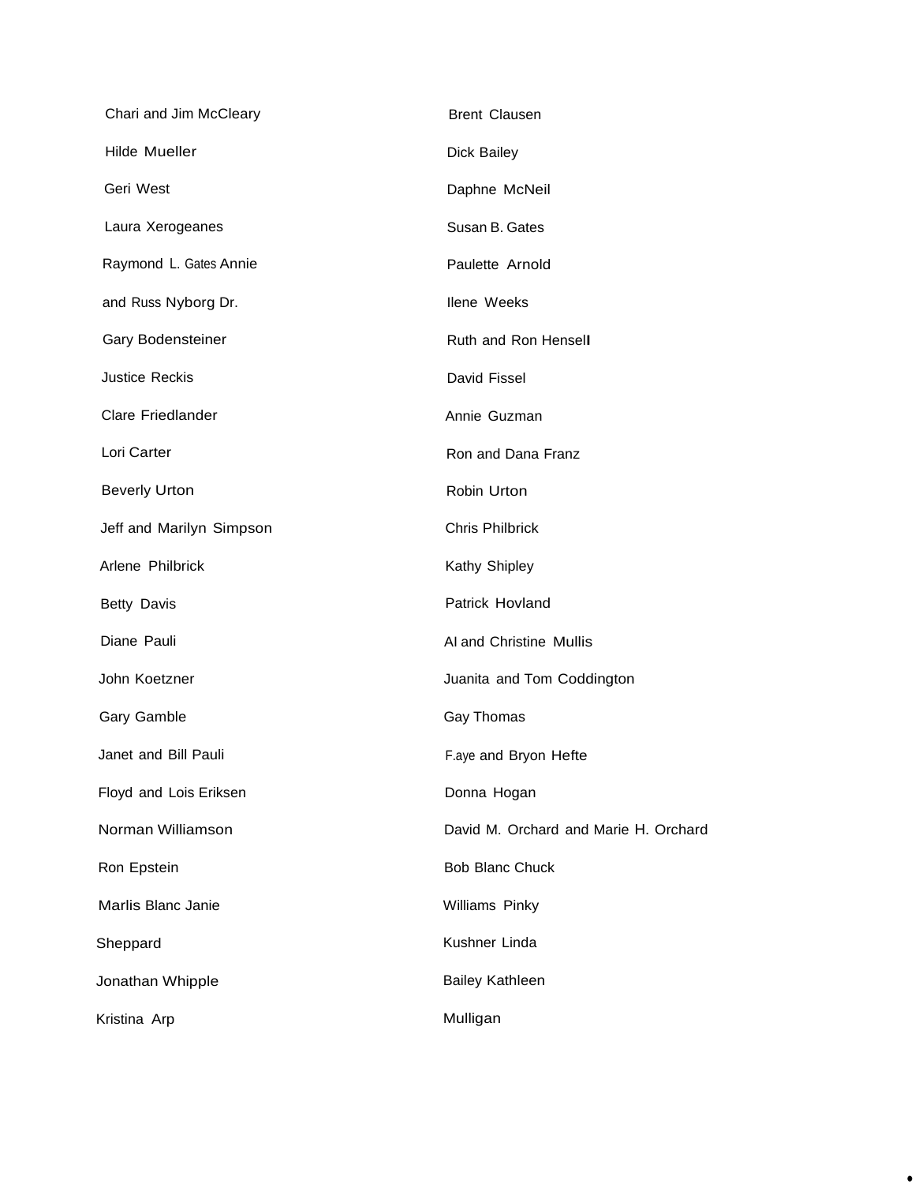Chari and Jim McCleary

Hilde Mueller

Geri West

Laura Xerogeanes

Raymond L. Gates Annie

and Russ Nyborg Dr.

Gary Bodensteiner

Justice Reckis

Clare Friedlander

Lori Carter

Beverly Urton

Jeff and Marilyn Simpson

Arlene Philbrick

Betty Davis

Diane Pauli

John Koetzner

Gary Gamble

Janet and Bill Pauli

Floyd and Lois Eriksen

Norman Williamson

Ron Epstein

Marlis Blanc Janie

Sheppard

Jonathan Whipple

Kristina Arp

Brent Clausen

Dick Bailey

Daphne McNeil

Susan B. Gates

Paulette Arnold

Ilene Weeks

Ruth and Ron Hensell

David Fissel

Annie Guzman

Ron and Dana Franz

Robin Urton

Chris Philbrick

Kathy Shipley

Patrick Hovland

Al and Christine Mullis

Juanita and Tom Coddington

Gay Thomas

F.aye and Bryon Hefte

Donna Hogan

David M. Orchard and Marie H. Orchard

Bob Blanc Chuck

Williams Pinky

Kushner Linda

Bailey Kathleen

Mulligan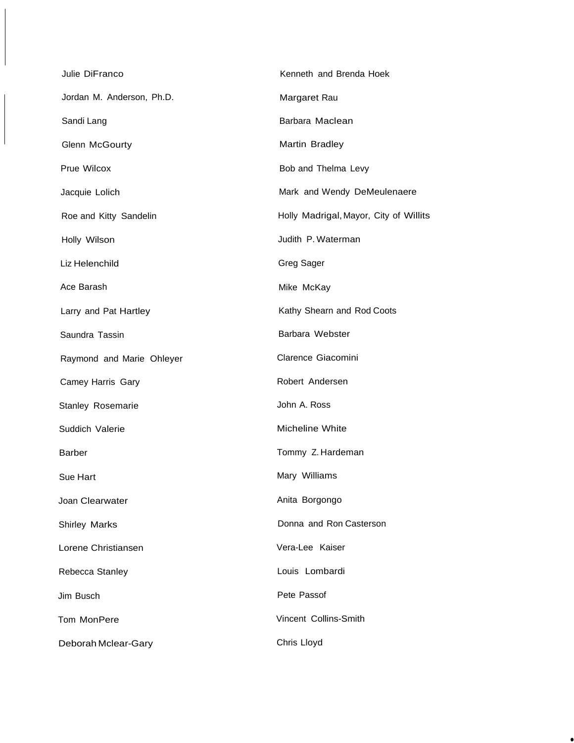Julie DiFranco

Jordan M. Anderson, Ph.D.

Sandi Lang

Glenn McGourty

Prue Wilcox

Jacquie Lolich

Roe and Kitty Sandelin

Holly Wilson

Liz Helenchild

Ace Barash

Larry and Pat Hartley

Saundra Tassin

Raymond and Marie Ohleyer

Camey Harris Gary

Stanley Rosemarie

Suddich Valerie

Barber

Sue Hart

Joan Clearwater

Shirley Marks

Lorene Christiansen

Rebecca Stanley

Jim Busch

Tom MonPere

Deborah Mclear-Gary

Kenneth and Brenda Hoek

Margaret Rau

Barbara Maclean

Martin Bradley

Bob and Thelma Levy

Mark and Wendy DeMeulenaere

Holly Madrigal, Mayor, City of Willits

Judith P. Waterman

Greg Sager

Mike McKay

Kathy Shearn and Rod Coots

Barbara Webster

Clarence Giacomini

Robert Andersen

John A. Ross

Micheline White

Tommy Z. Hardeman

Mary Williams

Anita Borgongo

Donna and Ron Casterson

Vera-Lee Kaiser

Louis Lombardi

Pete Passof

Vincent Collins-Smith

Chris Lloyd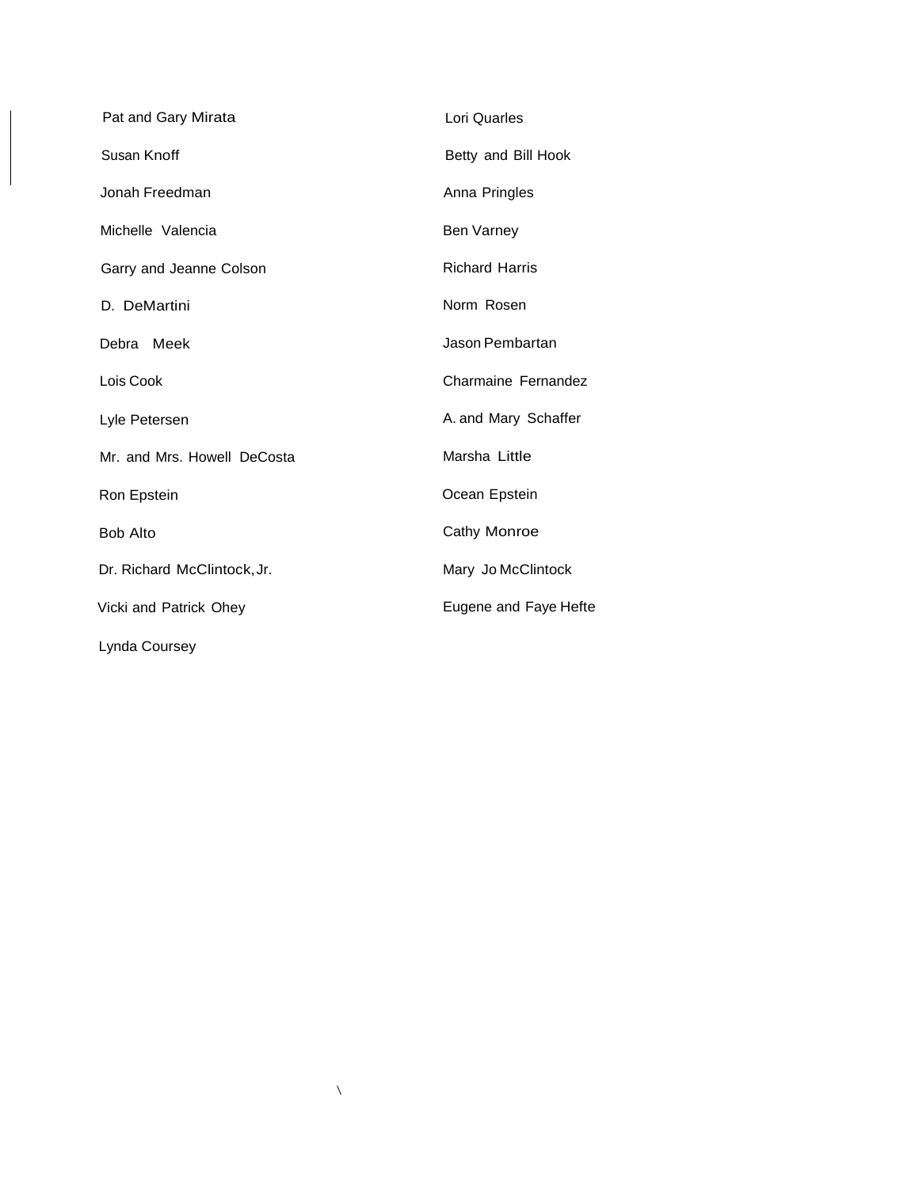Pat and Gary Mirata

Susan Knoff

Jonah Freedman

Michelle Valencia

Garry and Jeanne Colson

D. DeMartini

Debra Meek

Lois Cook

Lyle Petersen

Mr. and Mrs. Howell DeCosta

Ron Epstein

Bob Alto

Dr. Richard McClintock, Jr.

Vicki and Patrick Ohey

Lynda Coursey

Lori Quarles

Betty and Bill Hook

Anna Pringles

Ben Varney

Richard Harris

Norm Rosen

Jason Pembartan

Charmaine Fernandez

A. and Mary Schaffer

Marsha Little

Ocean Epstein

Cathy Monroe

Mary Jo McClintock

Eugene and Faye Hefte